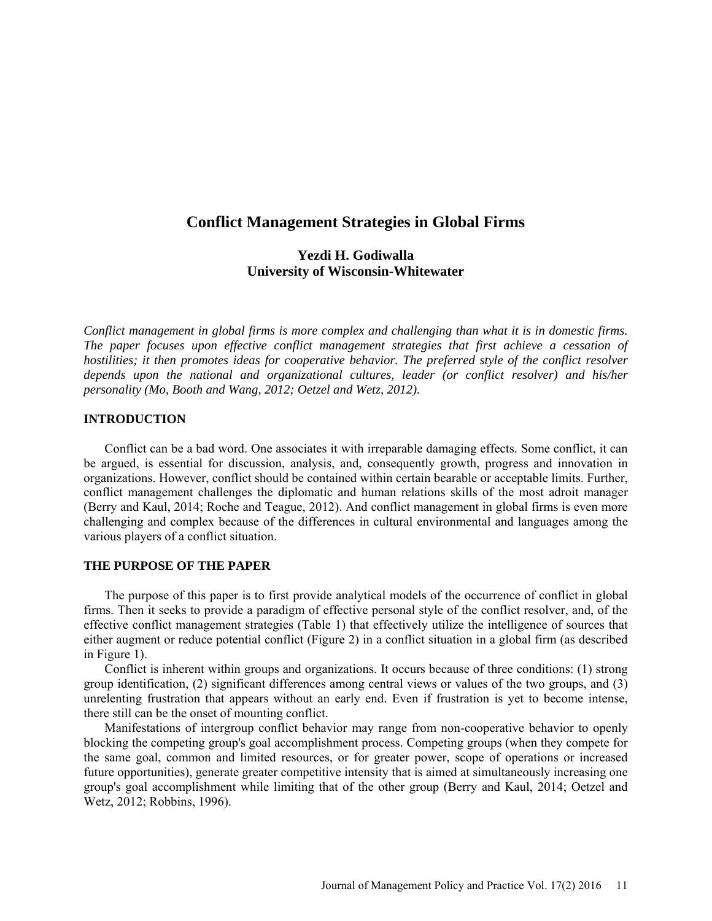# Conflict Management Strategies in Global Firms

**Yezdi H. Godiwalla**
**University of Wisconsin-Whitewater**

*Conflict management in global firms is more complex and challenging than what it is in domestic firms. The paper focuses upon effective conflict management strategies that first achieve a cessation of hostilities; it then promotes ideas for cooperative behavior. The preferred style of the conflict resolver depends upon the national and organizational cultures, leader (or conflict resolver) and his/her personality (Mo, Booth and Wang, 2012; Oetzel and Wetz, 2012).*

## INTRODUCTION

Conflict can be a bad word. One associates it with irreparable damaging effects. Some conflict, it can be argued, is essential for discussion, analysis, and, consequently growth, progress and innovation in organizations. However, conflict should be contained within certain bearable or acceptable limits. Further, conflict management challenges the diplomatic and human relations skills of the most adroit manager (Berry and Kaul, 2014; Roche and Teague, 2012). And conflict management in global firms is even more challenging and complex because of the differences in cultural environmental and languages among the various players of a conflict situation.

## THE PURPOSE OF THE PAPER

The purpose of this paper is to first provide analytical models of the occurrence of conflict in global firms. Then it seeks to provide a paradigm of effective personal style of the conflict resolver, and, of the effective conflict management strategies (Table 1) that effectively utilize the intelligence of sources that either augment or reduce potential conflict (Figure 2) in a conflict situation in a global firm (as described in Figure 1).

Conflict is inherent within groups and organizations. It occurs because of three conditions: (1) strong group identification, (2) significant differences among central views or values of the two groups, and (3) unrelenting frustration that appears without an early end. Even if frustration is yet to become intense, there still can be the onset of mounting conflict.

Manifestations of intergroup conflict behavior may range from non-cooperative behavior to openly blocking the competing group's goal accomplishment process. Competing groups (when they compete for the same goal, common and limited resources, or for greater power, scope of operations or increased future opportunities), generate greater competitive intensity that is aimed at simultaneously increasing one group's goal accomplishment while limiting that of the other group (Berry and Kaul, 2014; Oetzel and Wetz, 2012; Robbins, 1996).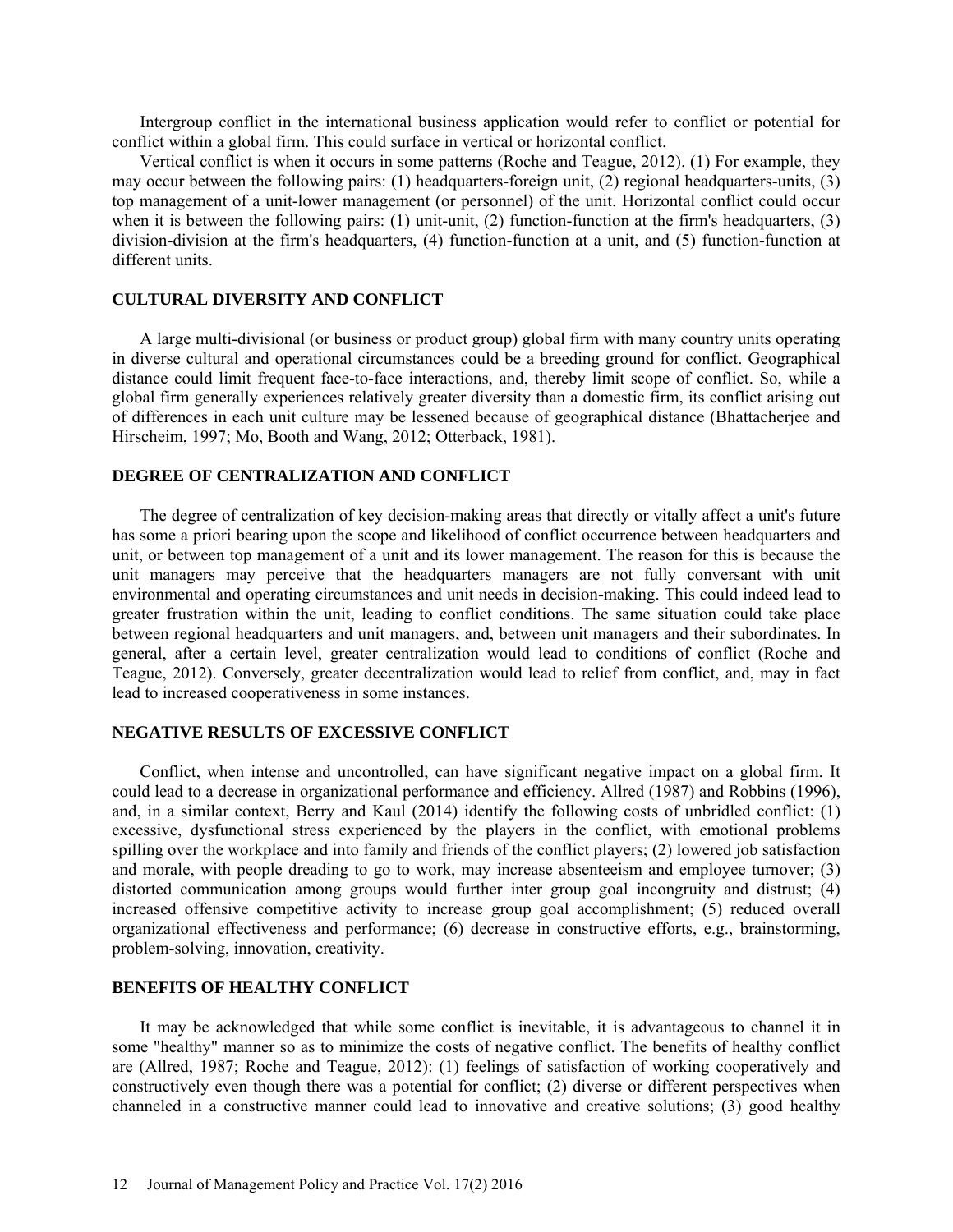Intergroup conflict in the international business application would refer to conflict or potential for conflict within a global firm. This could surface in vertical or horizontal conflict.

Vertical conflict is when it occurs in some patterns (Roche and Teague, 2012). (1) For example, they may occur between the following pairs: (1) headquarters-foreign unit, (2) regional headquarters-units, (3) top management of a unit-lower management (or personnel) of the unit. Horizontal conflict could occur when it is between the following pairs: (1) unit-unit, (2) function-function at the firm's headquarters, (3) division-division at the firm's headquarters, (4) function-function at a unit, and (5) function-function at different units.

## CULTURAL DIVERSITY AND CONFLICT

A large multi-divisional (or business or product group) global firm with many country units operating in diverse cultural and operational circumstances could be a breeding ground for conflict. Geographical distance could limit frequent face-to-face interactions, and, thereby limit scope of conflict. So, while a global firm generally experiences relatively greater diversity than a domestic firm, its conflict arising out of differences in each unit culture may be lessened because of geographical distance (Bhattacherjee and Hirscheim, 1997; Mo, Booth and Wang, 2012; Otterback, 1981).

## DEGREE OF CENTRALIZATION AND CONFLICT

The degree of centralization of key decision-making areas that directly or vitally affect a unit's future has some a priori bearing upon the scope and likelihood of conflict occurrence between headquarters and unit, or between top management of a unit and its lower management. The reason for this is because the unit managers may perceive that the headquarters managers are not fully conversant with unit environmental and operating circumstances and unit needs in decision-making. This could indeed lead to greater frustration within the unit, leading to conflict conditions. The same situation could take place between regional headquarters and unit managers, and, between unit managers and their subordinates. In general, after a certain level, greater centralization would lead to conditions of conflict (Roche and Teague, 2012). Conversely, greater decentralization would lead to relief from conflict, and, may in fact lead to increased cooperativeness in some instances.

## NEGATIVE RESULTS OF EXCESSIVE CONFLICT

Conflict, when intense and uncontrolled, can have significant negative impact on a global firm. It could lead to a decrease in organizational performance and efficiency. Allred (1987) and Robbins (1996), and, in a similar context, Berry and Kaul (2014) identify the following costs of unbridled conflict: (1) excessive, dysfunctional stress experienced by the players in the conflict, with emotional problems spilling over the workplace and into family and friends of the conflict players; (2) lowered job satisfaction and morale, with people dreading to go to work, may increase absenteeism and employee turnover; (3) distorted communication among groups would further inter group goal incongruity and distrust; (4) increased offensive competitive activity to increase group goal accomplishment; (5) reduced overall organizational effectiveness and performance; (6) decrease in constructive efforts, e.g., brainstorming, problem-solving, innovation, creativity.

## BENEFITS OF HEALTHY CONFLICT

It may be acknowledged that while some conflict is inevitable, it is advantageous to channel it in some "healthy" manner so as to minimize the costs of negative conflict. The benefits of healthy conflict are (Allred, 1987; Roche and Teague, 2012): (1) feelings of satisfaction of working cooperatively and constructively even though there was a potential for conflict; (2) diverse or different perspectives when channeled in a constructive manner could lead to innovative and creative solutions; (3) good healthy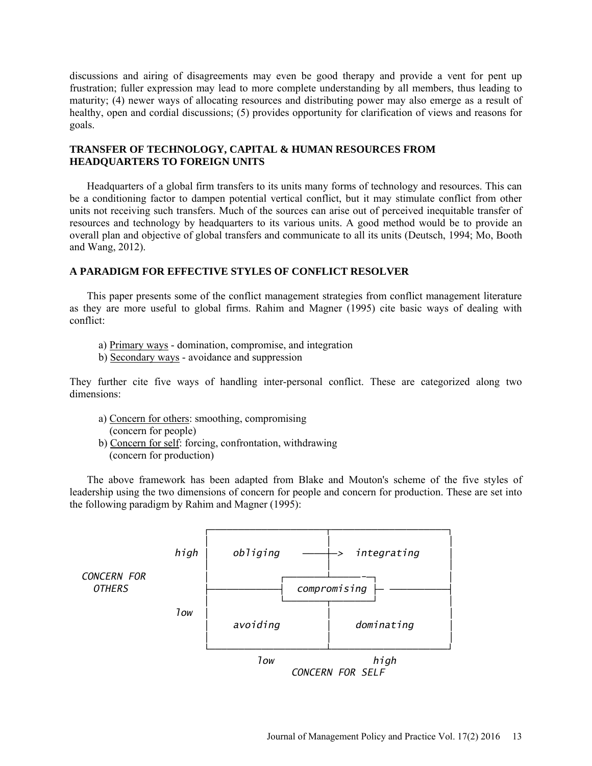discussions and airing of disagreements may even be good therapy and provide a vent for pent up frustration; fuller expression may lead to more complete understanding by all members, thus leading to maturity; (4) newer ways of allocating resources and distributing power may also emerge as a result of healthy, open and cordial discussions; (5) provides opportunity for clarification of views and reasons for goals.

## TRANSFER OF TECHNOLOGY, CAPITAL & HUMAN RESOURCES FROM HEADQUARTERS TO FOREIGN UNITS

Headquarters of a global firm transfers to its units many forms of technology and resources. This can be a conditioning factor to dampen potential vertical conflict, but it may stimulate conflict from other units not receiving such transfers. Much of the sources can arise out of perceived inequitable transfer of resources and technology by headquarters to its various units. A good method would be to provide an overall plan and objective of global transfers and communicate to all its units (Deutsch, 1994; Mo, Booth and Wang, 2012).

## A PARADIGM FOR EFFECTIVE STYLES OF CONFLICT RESOLVER

This paper presents some of the conflict management strategies from conflict management literature as they are more useful to global firms. Rahim and Magner (1995) cite basic ways of dealing with conflict:

a) Primary ways - domination, compromise, and integration
b) Secondary ways - avoidance and suppression

They further cite five ways of handling inter-personal conflict. These are categorized along two dimensions:

a) Concern for others: smoothing, compromising
(concern for people)
b) Concern for self: forcing, confrontation, withdrawing
(concern for production)

The above framework has been adapted from Blake and Mouton's scheme of the five styles of leadership using the two dimensions of concern for people and concern for production. These are set into the following paradigm by Rahim and Magner (1995):

```
                      ┌──────────────────────┬──────────────────────┐
                      │                      │                      │
                high  │   obliging    ───────┼──>  integrating      │
                      │                      │                      │
CONCERN FOR           │            ┌─────────┴────────┐             │
  OTHERS              ├────────────┤   compromising   ├─────────────┤
                      │            └─────────┬────────┘             │
                low   │                      │                      │
                      │   avoiding           │    dominating        │
                      │                      │                      │
                      └──────────────────────┴──────────────────────┘
                             low                    high
                                    CONCERN FOR SELF
```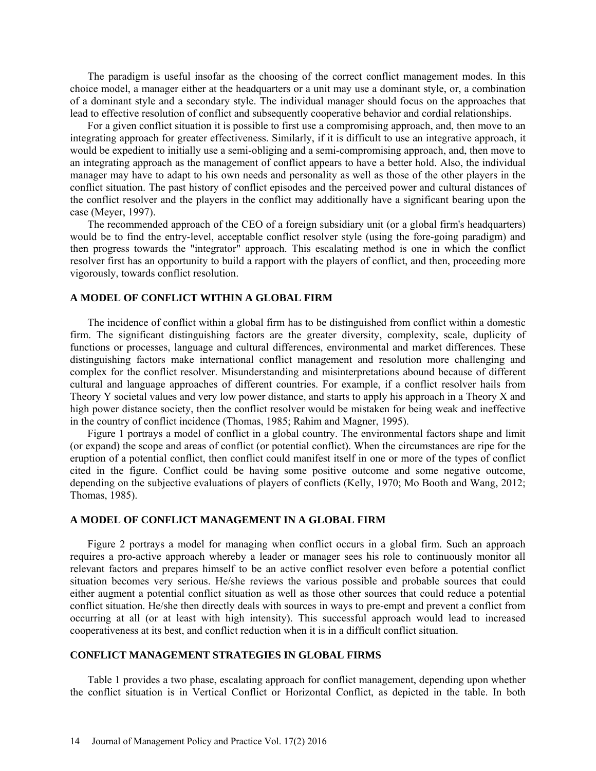The paradigm is useful insofar as the choosing of the correct conflict management modes. In this choice model, a manager either at the headquarters or a unit may use a dominant style, or, a combination of a dominant style and a secondary style. The individual manager should focus on the approaches that lead to effective resolution of conflict and subsequently cooperative behavior and cordial relationships.

For a given conflict situation it is possible to first use a compromising approach, and, then move to an integrating approach for greater effectiveness. Similarly, if it is difficult to use an integrative approach, it would be expedient to initially use a semi-obliging and a semi-compromising approach, and, then move to an integrating approach as the management of conflict appears to have a better hold. Also, the individual manager may have to adapt to his own needs and personality as well as those of the other players in the conflict situation. The past history of conflict episodes and the perceived power and cultural distances of the conflict resolver and the players in the conflict may additionally have a significant bearing upon the case (Meyer, 1997).

The recommended approach of the CEO of a foreign subsidiary unit (or a global firm's headquarters) would be to find the entry-level, acceptable conflict resolver style (using the fore-going paradigm) and then progress towards the "integrator" approach. This escalating method is one in which the conflict resolver first has an opportunity to build a rapport with the players of conflict, and then, proceeding more vigorously, towards conflict resolution.

### A MODEL OF CONFLICT WITHIN A GLOBAL FIRM

The incidence of conflict within a global firm has to be distinguished from conflict within a domestic firm. The significant distinguishing factors are the greater diversity, complexity, scale, duplicity of functions or processes, language and cultural differences, environmental and market differences. These distinguishing factors make international conflict management and resolution more challenging and complex for the conflict resolver. Misunderstanding and misinterpretations abound because of different cultural and language approaches of different countries. For example, if a conflict resolver hails from Theory Y societal values and very low power distance, and starts to apply his approach in a Theory X and high power distance society, then the conflict resolver would be mistaken for being weak and ineffective in the country of conflict incidence (Thomas, 1985; Rahim and Magner, 1995).

Figure 1 portrays a model of conflict in a global country. The environmental factors shape and limit (or expand) the scope and areas of conflict (or potential conflict). When the circumstances are ripe for the eruption of a potential conflict, then conflict could manifest itself in one or more of the types of conflict cited in the figure. Conflict could be having some positive outcome and some negative outcome, depending on the subjective evaluations of players of conflicts (Kelly, 1970; Mo Booth and Wang, 2012; Thomas, 1985).

### A MODEL OF CONFLICT MANAGEMENT IN A GLOBAL FIRM

Figure 2 portrays a model for managing when conflict occurs in a global firm. Such an approach requires a pro-active approach whereby a leader or manager sees his role to continuously monitor all relevant factors and prepares himself to be an active conflict resolver even before a potential conflict situation becomes very serious. He/she reviews the various possible and probable sources that could either augment a potential conflict situation as well as those other sources that could reduce a potential conflict situation. He/she then directly deals with sources in ways to pre-empt and prevent a conflict from occurring at all (or at least with high intensity). This successful approach would lead to increased cooperativeness at its best, and conflict reduction when it is in a difficult conflict situation.

### CONFLICT MANAGEMENT STRATEGIES IN GLOBAL FIRMS

Table 1 provides a two phase, escalating approach for conflict management, depending upon whether the conflict situation is in Vertical Conflict or Horizontal Conflict, as depicted in the table. In both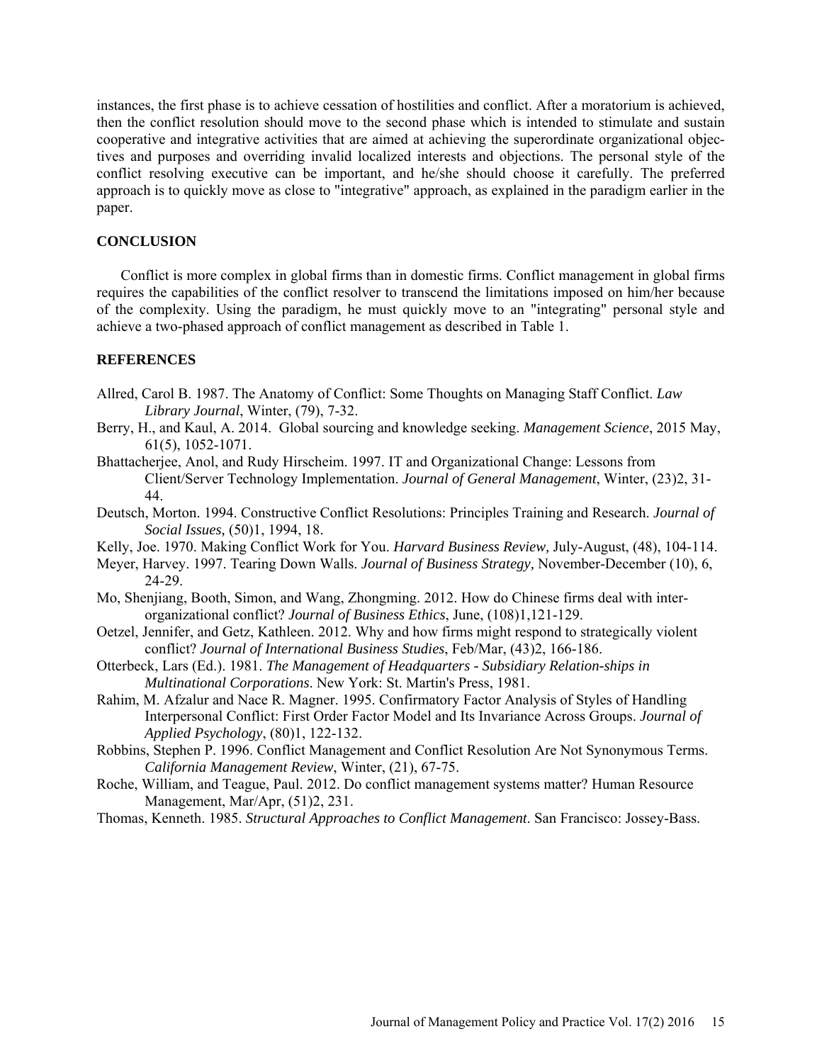instances, the first phase is to achieve cessation of hostilities and conflict. After a moratorium is achieved, then the conflict resolution should move to the second phase which is intended to stimulate and sustain cooperative and integrative activities that are aimed at achieving the superordinate organizational objectives and purposes and overriding invalid localized interests and objections. The personal style of the conflict resolving executive can be important, and he/she should choose it carefully. The preferred approach is to quickly move as close to "integrative" approach, as explained in the paradigm earlier in the paper.

## CONCLUSION

Conflict is more complex in global firms than in domestic firms. Conflict management in global firms requires the capabilities of the conflict resolver to transcend the limitations imposed on him/her because of the complexity. Using the paradigm, he must quickly move to an "integrating" personal style and achieve a two-phased approach of conflict management as described in Table 1.

## REFERENCES

Allred, Carol B. 1987. The Anatomy of Conflict: Some Thoughts on Managing Staff Conflict. *Law Library Journal*, Winter, (79), 7-32.

Berry, H., and Kaul, A. 2014. Global sourcing and knowledge seeking. *Management Science*, 2015 May, 61(5), 1052-1071.

Bhattacherjee, Anol, and Rudy Hirscheim. 1997. IT and Organizational Change: Lessons from Client/Server Technology Implementation. *Journal of General Management*, Winter, (23)2, 31-44.

Deutsch, Morton. 1994. Constructive Conflict Resolutions: Principles Training and Research. *Journal of Social Issues,* (50)1, 1994, 18.

Kelly, Joe. 1970. Making Conflict Work for You. *Harvard Business Review,* July-August, (48), 104-114.

Meyer, Harvey. 1997. Tearing Down Walls. *Journal of Business Strategy,* November-December (10), 6, 24-29.

Mo, Shenjiang, Booth, Simon, and Wang, Zhongming. 2012. How do Chinese firms deal with inter-organizational conflict? *Journal of Business Ethics*, June, (108)1,121-129.

Oetzel, Jennifer, and Getz, Kathleen. 2012. Why and how firms might respond to strategically violent conflict? *Journal of International Business Studies*, Feb/Mar, (43)2, 166-186.

Otterbeck, Lars (Ed.). 1981. *The Management of Headquarters - Subsidiary Relation-ships in Multinational Corporations*. New York: St. Martin's Press, 1981.

Rahim, M. Afzalur and Nace R. Magner. 1995. Confirmatory Factor Analysis of Styles of Handling Interpersonal Conflict: First Order Factor Model and Its Invariance Across Groups. *Journal of Applied Psychology*, (80)1, 122-132.

Robbins, Stephen P. 1996. Conflict Management and Conflict Resolution Are Not Synonymous Terms. *California Management Review*, Winter, (21), 67-75.

Roche, William, and Teague, Paul. 2012. Do conflict management systems matter? Human Resource Management, Mar/Apr, (51)2, 231.

Thomas, Kenneth. 1985. *Structural Approaches to Conflict Management*. San Francisco: Jossey-Bass.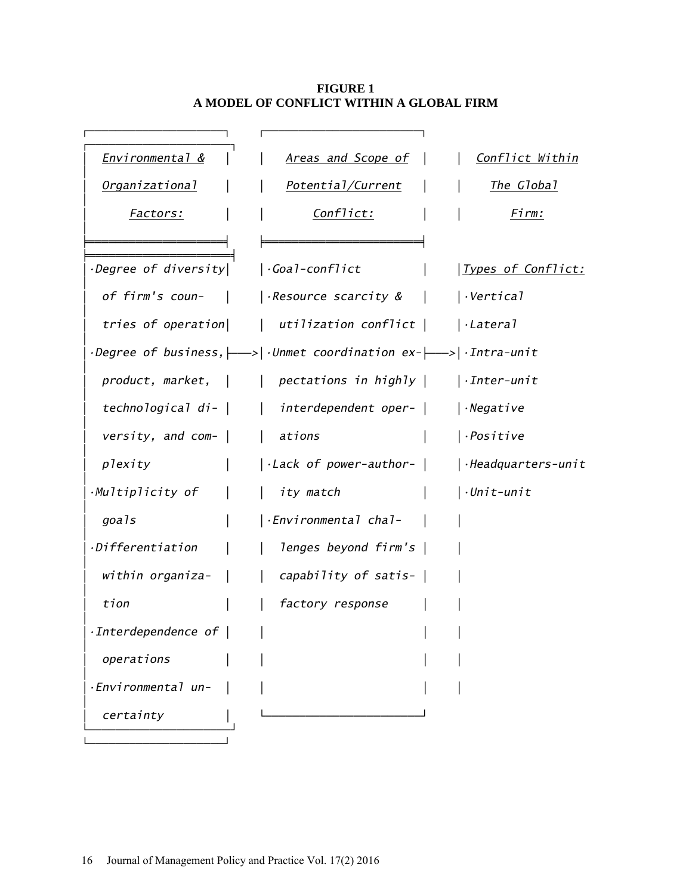**FIGURE 1**
**A MODEL OF CONFLICT WITHIN A GLOBAL FIRM**

| *Environmental & Organizational Factors:* | | *Areas and Scope of Potential/Current Conflict:* | | *Conflict Within The Global Firm:* |
|---|---|---|---|---|
| *·Degree of diversity of firm's countries of operation* | | *·Goal-conflict* | | *Types of Conflict:* |
| *·Degree of business, product, market, technological diversity, and complexity* | ——> | *·Resource scarcity & utilization conflict* | ——> | *·Vertical* |
| *·Multiplicity of goals* | | *·Unmet coordination expectations in highly interdependent operations* | | *·Lateral* |
| *·Differentiation within organization* | | *·Lack of power-authority match* | | *·Intra-unit* |
| *·Interdependence of operations* | | *·Environmental challenges beyond firm's capability of satisfactory response* | | *·Inter-unit* |
| *·Environmental uncertainty* | | | | *·Negative* |
| | | | | *·Positive* |
| | | | | *·Headquarters-unit* |
| | | | | *·Unit-unit* |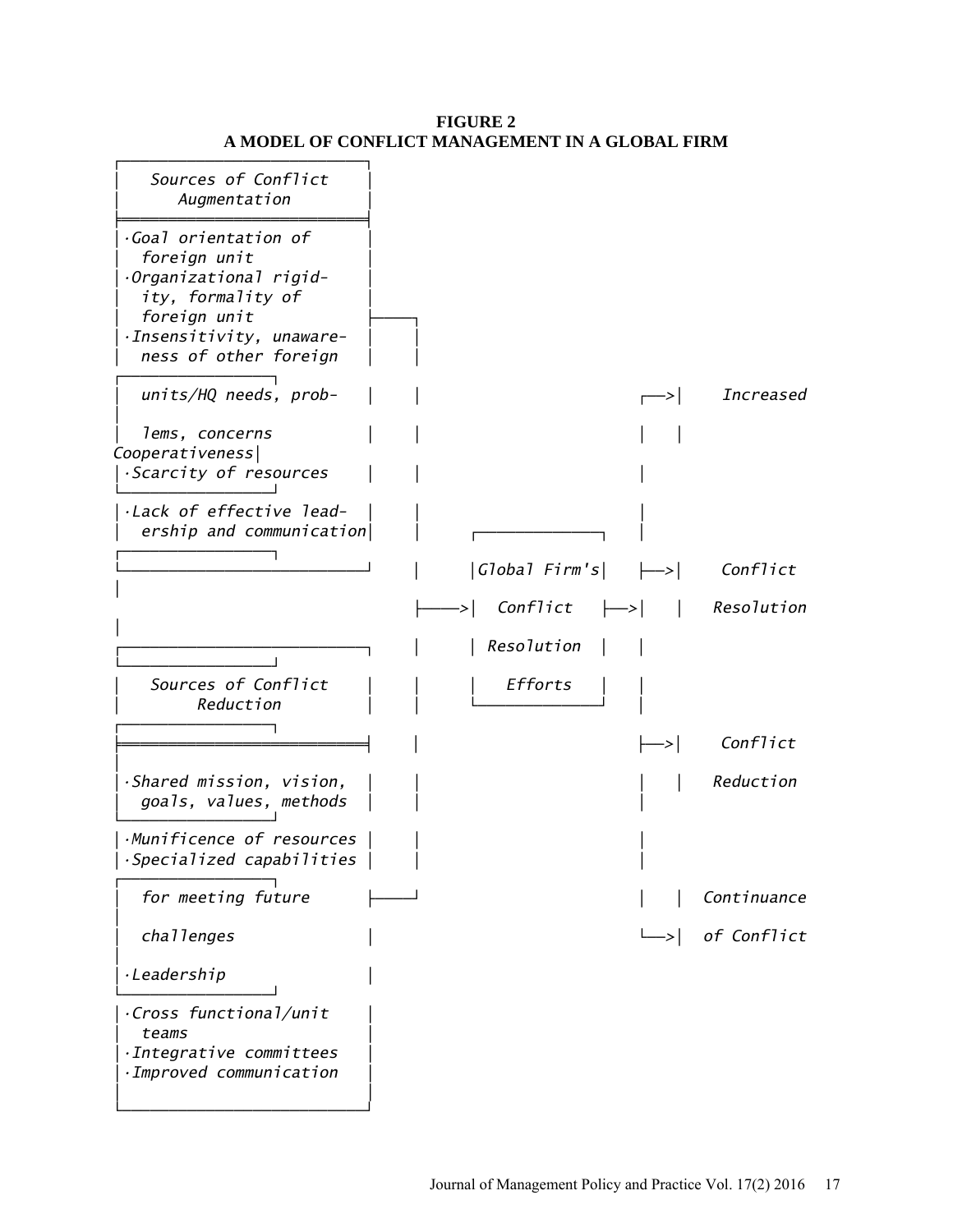**FIGURE 2**
**A MODEL OF CONFLICT MANAGEMENT IN A GLOBAL FIRM**

```
┌───────────────────────────┐
│  Sources of Conflict      │
│     Augmentation          │
╞═══════════════════════════╡
│·Goal orientation of       │
│  foreign unit             │
│·Organizational rigid-     │
│  ity, formality of        │
│  foreign unit             ├────┐
│·Insensitivity, unaware-   │    │
│  ness of other foreign    │    │
│  units/HQ needs, prob-    │    │                      ┌──>│   Increased
│  lems, concerns           │    │                      │   │   Cooperativeness
│·Scarcity of resources     │    │                      │
│·Lack of effective lead-   │    │                      │
│  ership and communication │    │    ┌─────────────┐   │
└───────────────────────────┘    │    │Global Firm's│   ├──>│   Conflict
                                 ├───>│  Conflict   ├──>│   │   Resolution
┌───────────────────────────┐    │    │ Resolution  │   │
│  Sources of Conflict      │    │    │  Efforts    │   │
│      Reduction            │    │    └─────────────┘   │
╞═══════════════════════════╡    │                      ├──>│   Conflict
│·Shared mission, vision,   │    │                      │   │   Reduction
│  goals, values, methods   │    │                      │
│·Munificence of resources  │    │                      │
│·Specialized capabilities  │    │                      │
│  for meeting future       ├────┘                      │   │   Continuance
│  challenges               │                           └──>│   of Conflict
│·Leadership                │
│·Cross functional/unit     │
│  teams                    │
│·Integrative committees    │
│·Improved communication    │
│                           │
└───────────────────────────┘
```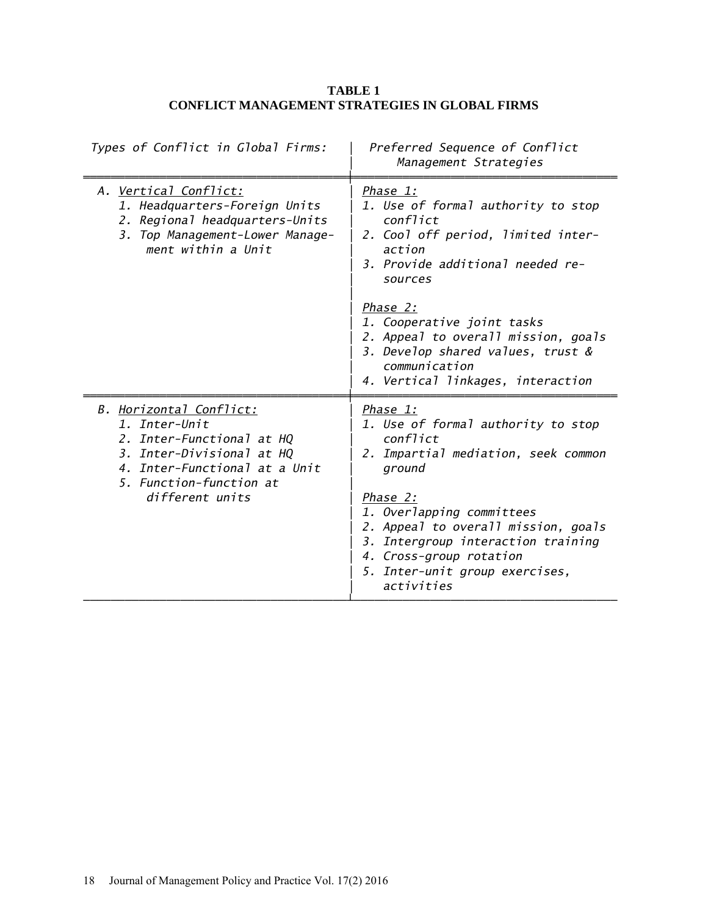**TABLE 1**
**CONFLICT MANAGEMENT STRATEGIES IN GLOBAL FIRMS**

| *Types of Conflict in Global Firms:* | *Preferred Sequence of Conflict Management Strategies* |
|---|---|
| *A. Vertical Conflict:*<br>*1. Headquarters-Foreign Units*<br>*2. Regional headquarters-Units*<br>*3. Top Management-Lower Management within a Unit* | *Phase 1:*<br>*1. Use of formal authority to stop conflict*<br>*2. Cool off period, limited interaction*<br>*3. Provide additional needed resources*<br><br>*Phase 2:*<br>*1. Cooperative joint tasks*<br>*2. Appeal to overall mission, goals*<br>*3. Develop shared values, trust & communication*<br>*4. Vertical linkages, interaction* |
| *B. Horizontal Conflict:*<br>*1. Inter-Unit*<br>*2. Inter-Functional at HQ*<br>*3. Inter-Divisional at HQ*<br>*4. Inter-Functional at a Unit*<br>*5. Function-function at different units* | *Phase 1:*<br>*1. Use of formal authority to stop conflict*<br>*2. Impartial mediation, seek common ground*<br><br>*Phase 2:*<br>*1. Overlapping committees*<br>*2. Appeal to overall mission, goals*<br>*3. Intergroup interaction training*<br>*4. Cross-group rotation*<br>*5. Inter-unit group exercises, activities* |